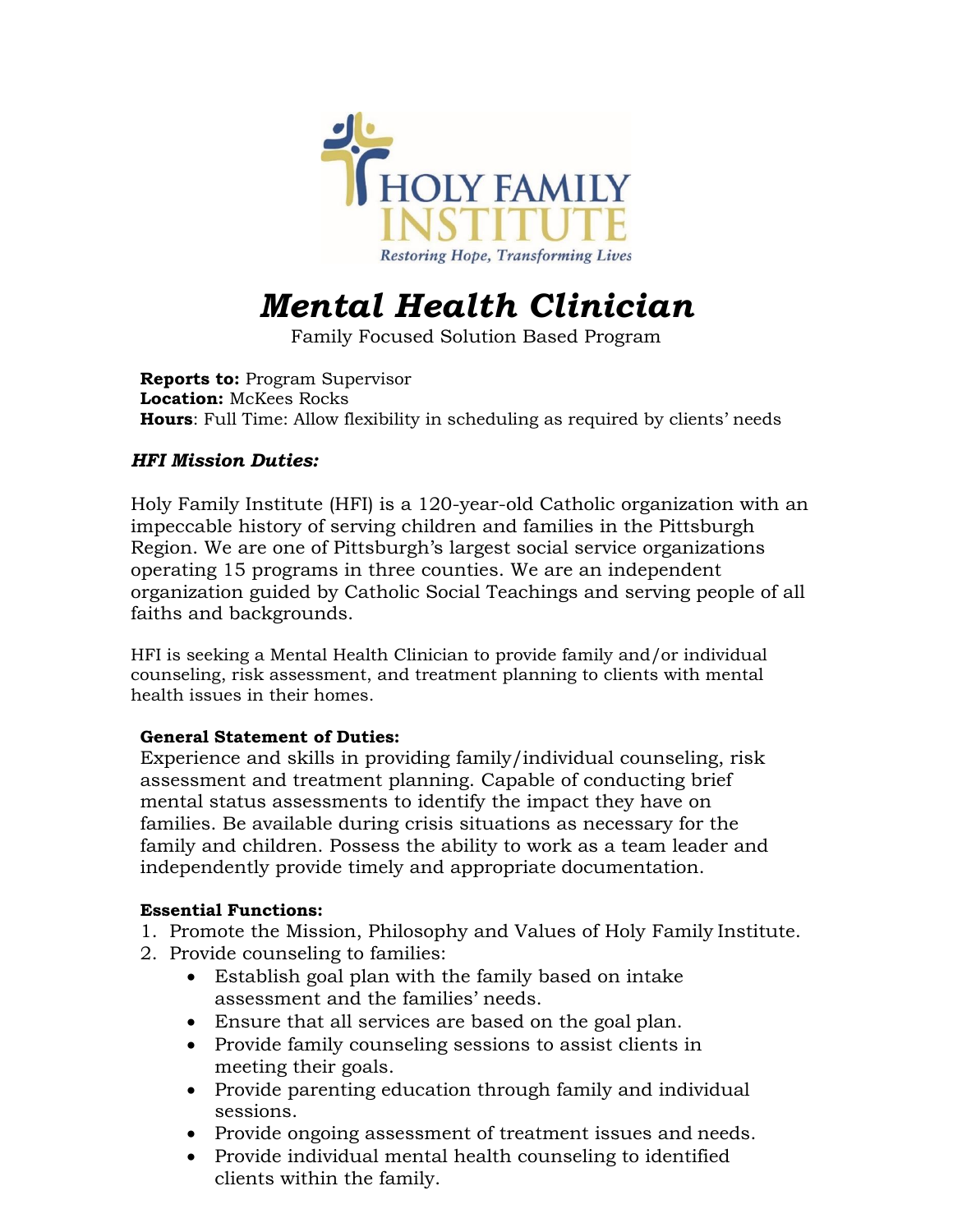HOLY FAMILY INSTITUTE

*Restoring Hope, Transforming Lives*

# *Mental Health Clinician*

Family Focused Solution Based Program

**Reports to:** Program Supervisor
**Location:** McKees Rocks
**Hours**: Full Time: Allow flexibility in scheduling as required by clients' needs

### *HFI Mission Duties:*

Holy Family Institute (HFI) is a 120-year-old Catholic organization with an impeccable history of serving children and families in the Pittsburgh Region. We are one of Pittsburgh's largest social service organizations operating 15 programs in three counties. We are an independent organization guided by Catholic Social Teachings and serving people of all faiths and backgrounds.

HFI is seeking a Mental Health Clinician to provide family and/or individual counseling, risk assessment, and treatment planning to clients with mental health issues in their homes.

**General Statement of Duties:**
Experience and skills in providing family/individual counseling, risk assessment and treatment planning. Capable of conducting brief mental status assessments to identify the impact they have on families. Be available during crisis situations as necessary for the family and children. Possess the ability to work as a team leader and independently provide timely and appropriate documentation.

**Essential Functions:**

1. Promote the Mission, Philosophy and Values of Holy Family Institute.
2. Provide counseling to families:
   - Establish goal plan with the family based on intake assessment and the families' needs.
   - Ensure that all services are based on the goal plan.
   - Provide family counseling sessions to assist clients in meeting their goals.
   - Provide parenting education through family and individual sessions.
   - Provide ongoing assessment of treatment issues and needs.
   - Provide individual mental health counseling to identified clients within the family.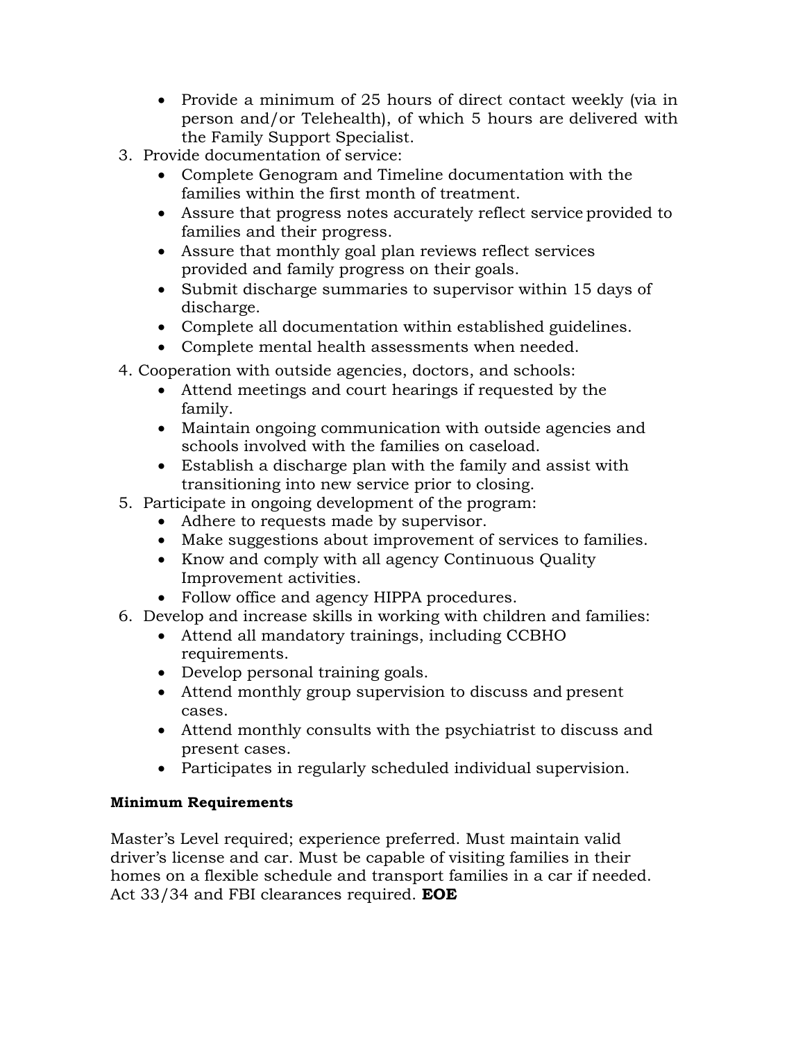- Provide a minimum of 25 hours of direct contact weekly (via in person and/or Telehealth), of which 5 hours are delivered with the Family Support Specialist.

3. Provide documentation of service:
    - Complete Genogram and Timeline documentation with the families within the first month of treatment.
    - Assure that progress notes accurately reflect service provided to families and their progress.
    - Assure that monthly goal plan reviews reflect services provided and family progress on their goals.
    - Submit discharge summaries to supervisor within 15 days of discharge.
    - Complete all documentation within established guidelines.
    - Complete mental health assessments when needed.
4. Cooperation with outside agencies, doctors, and schools:
    - Attend meetings and court hearings if requested by the family.
    - Maintain ongoing communication with outside agencies and schools involved with the families on caseload.
    - Establish a discharge plan with the family and assist with transitioning into new service prior to closing.
5. Participate in ongoing development of the program:
    - Adhere to requests made by supervisor.
    - Make suggestions about improvement of services to families.
    - Know and comply with all agency Continuous Quality Improvement activities.
    - Follow office and agency HIPPA procedures.
6. Develop and increase skills in working with children and families:
    - Attend all mandatory trainings, including CCBHO requirements.
    - Develop personal training goals.
    - Attend monthly group supervision to discuss and present cases.
    - Attend monthly consults with the psychiatrist to discuss and present cases.
    - Participates in regularly scheduled individual supervision.

**Minimum Requirements**

Master's Level required; experience preferred. Must maintain valid driver's license and car. Must be capable of visiting families in their homes on a flexible schedule and transport families in a car if needed. Act 33/34 and FBI clearances required. **EOE**